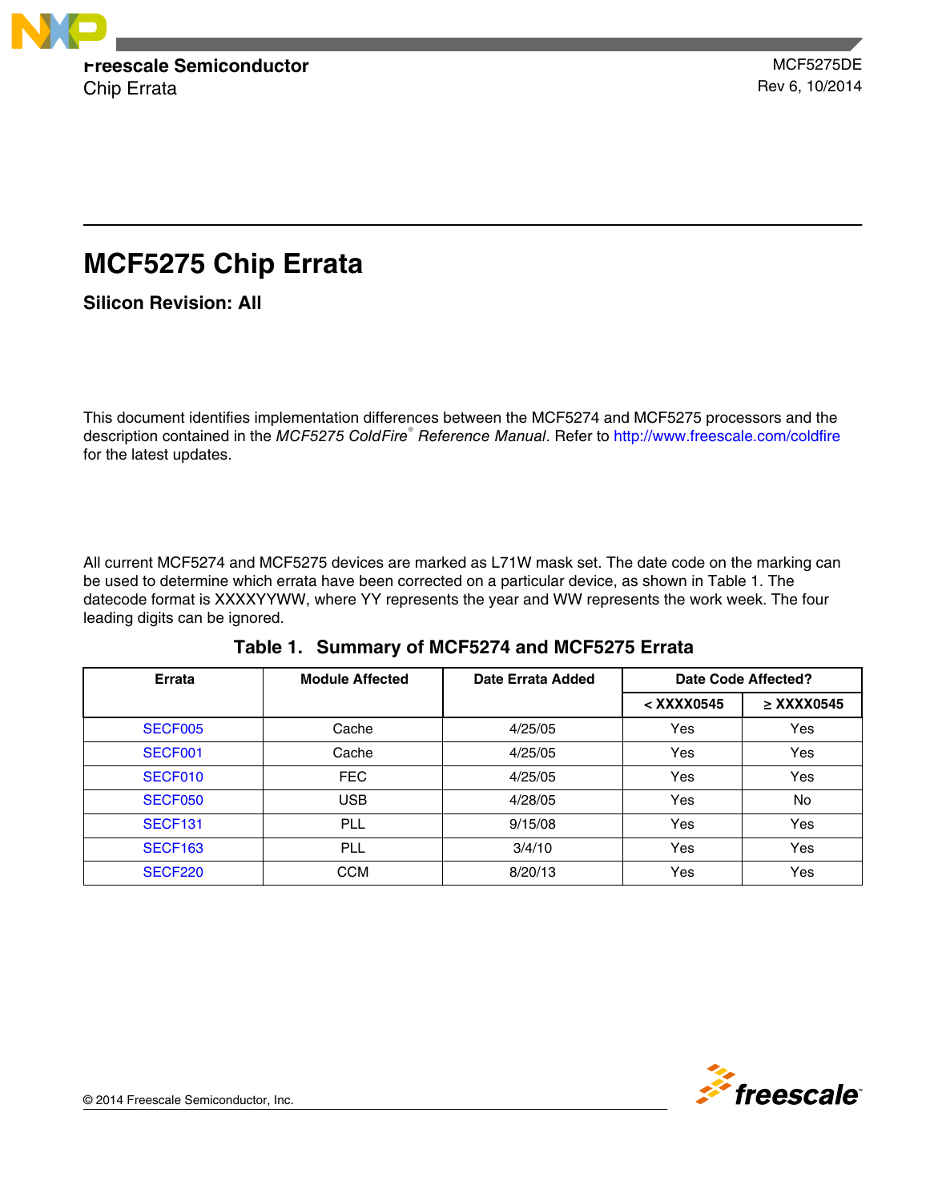Freescale Semiconductor
Chip Errata

MCF5275DE
Rev 6, 10/2014

# MCF5275 Chip Errata

## Silicon Revision: All

This document identifies implementation differences between the MCF5274 and MCF5275 processors and the description contained in the *MCF5275 ColdFire® Reference Manual*. Refer to http://www.freescale.com/coldfire for the latest updates.

All current MCF5274 and MCF5275 devices are marked as L71W mask set. The date code on the marking can be used to determine which errata have been corrected on a particular device, as shown in Table 1. The datecode format is XXXXYYWW, where YY represents the year and WW represents the work week. The four leading digits can be ignored.

**Table 1. Summary of MCF5274 and MCF5275 Errata**

| Errata | Module Affected | Date Errata Added | Date Code Affected? | |
|---|---|---|---|---|
| | | | < XXXX0545 | ≥ XXXX0545 |
| SECF005 | Cache | 4/25/05 | Yes | Yes |
| SECF001 | Cache | 4/25/05 | Yes | Yes |
| SECF010 | FEC | 4/25/05 | Yes | Yes |
| SECF050 | USB | 4/28/05 | Yes | No |
| SECF131 | PLL | 9/15/08 | Yes | Yes |
| SECF163 | PLL | 3/4/10 | Yes | Yes |
| SECF220 | CCM | 8/20/13 | Yes | Yes |

© 2014 Freescale Semiconductor, Inc.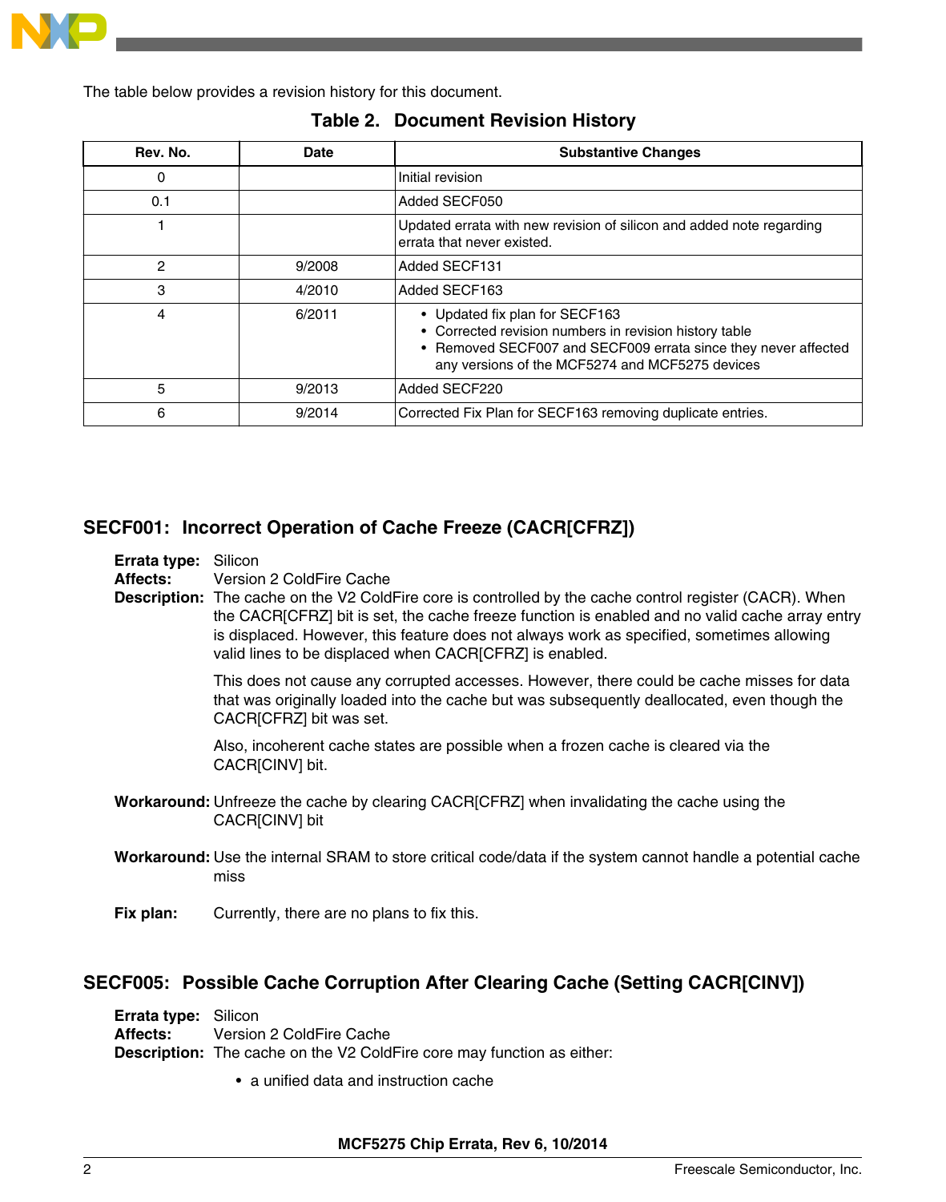The table below provides a revision history for this document.

**Table 2. Document Revision History**

| Rev. No. | Date | Substantive Changes |
|---|---|---|
| 0 | | Initial revision |
| 0.1 | | Added SECF050 |
| 1 | | Updated errata with new revision of silicon and added note regarding errata that never existed. |
| 2 | 9/2008 | Added SECF131 |
| 3 | 4/2010 | Added SECF163 |
| 4 | 6/2011 | • Updated fix plan for SECF163<br>• Corrected revision numbers in revision history table<br>• Removed SECF007 and SECF009 errata since they never affected any versions of the MCF5274 and MCF5275 devices |
| 5 | 9/2013 | Added SECF220 |
| 6 | 9/2014 | Corrected Fix Plan for SECF163 removing duplicate entries. |

## SECF001: Incorrect Operation of Cache Freeze (CACR[CFRZ])

**Errata type:** Silicon

**Affects:** Version 2 ColdFire Cache

**Description:** The cache on the V2 ColdFire core is controlled by the cache control register (CACR). When the CACR[CFRZ] bit is set, the cache freeze function is enabled and no valid cache array entry is displaced. However, this feature does not always work as specified, sometimes allowing valid lines to be displaced when CACR[CFRZ] is enabled.

This does not cause any corrupted accesses. However, there could be cache misses for data that was originally loaded into the cache but was subsequently deallocated, even though the CACR[CFRZ] bit was set.

Also, incoherent cache states are possible when a frozen cache is cleared via the CACR[CINV] bit.

**Workaround:** Unfreeze the cache by clearing CACR[CFRZ] when invalidating the cache using the CACR[CINV] bit

**Workaround:** Use the internal SRAM to store critical code/data if the system cannot handle a potential cache miss

**Fix plan:** Currently, there are no plans to fix this.

## SECF005: Possible Cache Corruption After Clearing Cache (Setting CACR[CINV])

**Errata type:** Silicon

**Affects:** Version 2 ColdFire Cache

**Description:** The cache on the V2 ColdFire core may function as either:

- a unified data and instruction cache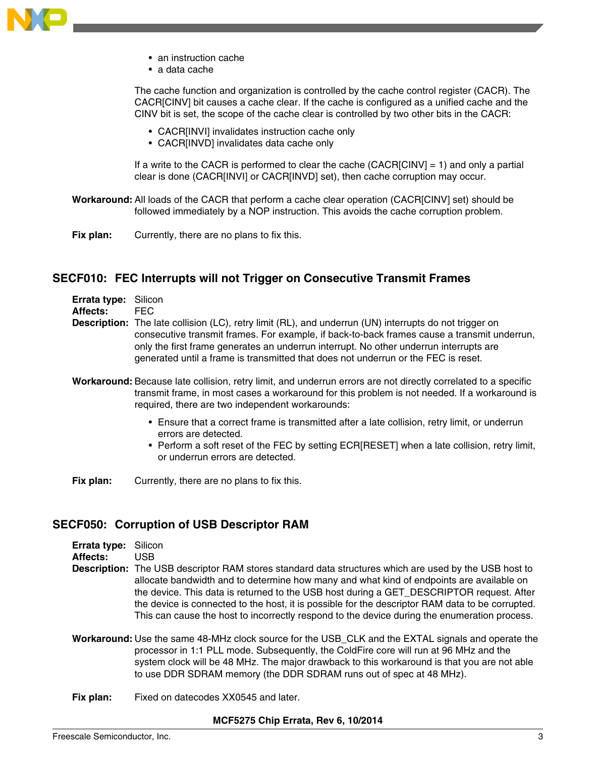- an instruction cache
- a data cache

The cache function and organization is controlled by the cache control register (CACR). The CACR[CINV] bit causes a cache clear. If the cache is configured as a unified cache and the CINV bit is set, the scope of the cache clear is controlled by two other bits in the CACR:

- CACR[INVI] invalidates instruction cache only
- CACR[INVD] invalidates data cache only

If a write to the CACR is performed to clear the cache (CACR[CINV] = 1) and only a partial clear is done (CACR[INVI] or CACR[INVD] set), then cache corruption may occur.

**Workaround:** All loads of the CACR that perform a cache clear operation (CACR[CINV] set) should be followed immediately by a NOP instruction. This avoids the cache corruption problem.

**Fix plan:** Currently, there are no plans to fix this.

## SECF010: FEC Interrupts will not Trigger on Consecutive Transmit Frames

**Errata type:** Silicon
**Affects:** FEC
**Description:** The late collision (LC), retry limit (RL), and underrun (UN) interrupts do not trigger on consecutive transmit frames. For example, if back-to-back frames cause a transmit underrun, only the first frame generates an underrun interrupt. No other underrun interrupts are generated until a frame is transmitted that does not underrun or the FEC is reset.

**Workaround:** Because late collision, retry limit, and underrun errors are not directly correlated to a specific transmit frame, in most cases a workaround for this problem is not needed. If a workaround is required, there are two independent workarounds:

- Ensure that a correct frame is transmitted after a late collision, retry limit, or underrun errors are detected.
- Perform a soft reset of the FEC by setting ECR[RESET] when a late collision, retry limit, or underrun errors are detected.

**Fix plan:** Currently, there are no plans to fix this.

## SECF050: Corruption of USB Descriptor RAM

**Errata type:** Silicon
**Affects:** USB
**Description:** The USB descriptor RAM stores standard data structures which are used by the USB host to allocate bandwidth and to determine how many and what kind of endpoints are available on the device. This data is returned to the USB host during a GET_DESCRIPTOR request. After the device is connected to the host, it is possible for the descriptor RAM data to be corrupted. This can cause the host to incorrectly respond to the device during the enumeration process.

**Workaround:** Use the same 48-MHz clock source for the USB_CLK and the EXTAL signals and operate the processor in 1:1 PLL mode. Subsequently, the ColdFire core will run at 96 MHz and the system clock will be 48 MHz. The major drawback to this workaround is that you are not able to use DDR SDRAM memory (the DDR SDRAM runs out of spec at 48 MHz).

**Fix plan:** Fixed on datecodes XX0545 and later.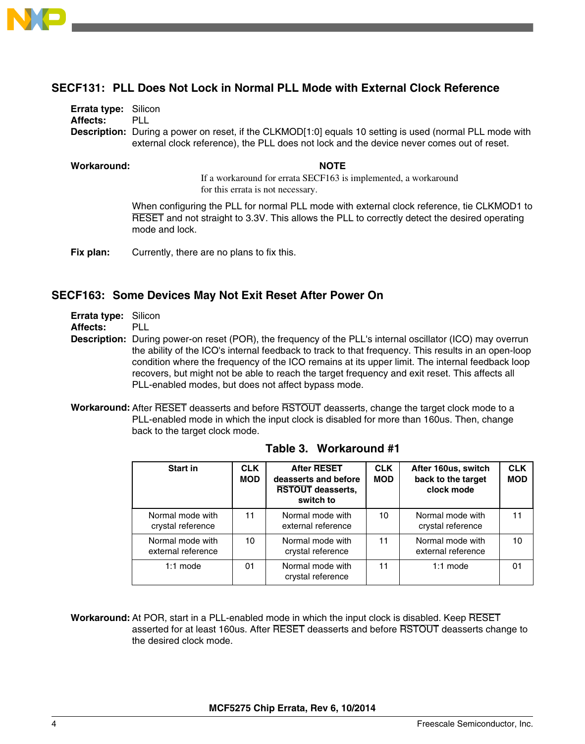## SECF131: PLL Does Not Lock in Normal PLL Mode with External Clock Reference

**Errata type:** Silicon

**Affects:** PLL

**Description:** During a power on reset, if the CLKMOD[1:0] equals 10 setting is used (normal PLL mode with external clock reference), the PLL does not lock and the device never comes out of reset.

**Workaround:**

> **NOTE**
>
> If a workaround for errata SECF163 is implemented, a workaround for this errata is not necessary.

When configuring the PLL for normal PLL mode with external clock reference, tie CLKMOD1 to RESET and not straight to 3.3V. This allows the PLL to correctly detect the desired operating mode and lock.

**Fix plan:** Currently, there are no plans to fix this.

## SECF163: Some Devices May Not Exit Reset After Power On

**Errata type:** Silicon

**Affects:** PLL

**Description:** During power-on reset (POR), the frequency of the PLL's internal oscillator (ICO) may overrun the ability of the ICO's internal feedback to track to that frequency. This results in an open-loop condition where the frequency of the ICO remains at its upper limit. The internal feedback loop recovers, but might not be able to reach the target frequency and exit reset. This affects all PLL-enabled modes, but does not affect bypass mode.

**Workaround:** After RESET deasserts and before RSTOUT deasserts, change the target clock mode to a PLL-enabled mode in which the input clock is disabled for more than 160us. Then, change back to the target clock mode.

**Table 3. Workaround #1**

| Start in | CLK MOD | After RESET deasserts and before RSTOUT deasserts, switch to | CLK MOD | After 160us, switch back to the target clock mode | CLK MOD |
|---|---|---|---|---|---|
| Normal mode with crystal reference | 11 | Normal mode with external reference | 10 | Normal mode with crystal reference | 11 |
| Normal mode with external reference | 10 | Normal mode with crystal reference | 11 | Normal mode with external reference | 10 |
| 1:1 mode | 01 | Normal mode with crystal reference | 11 | 1:1 mode | 01 |

**Workaround:** At POR, start in a PLL-enabled mode in which the input clock is disabled. Keep RESET asserted for at least 160us. After RESET deasserts and before RSTOUT deasserts change to the desired clock mode.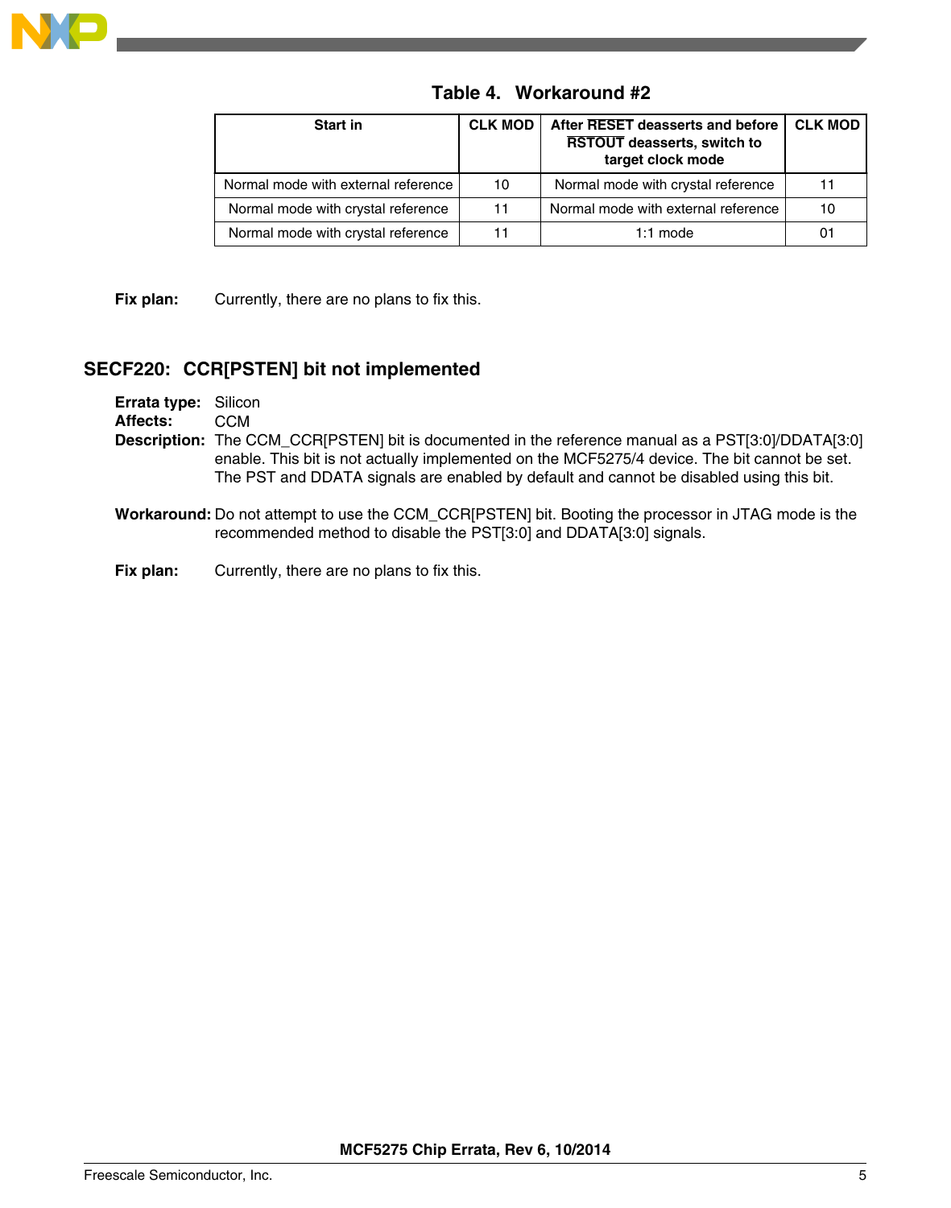**Table 4. Workaround #2**

| Start in | CLK MOD | After RESET deasserts and before RSTOUT deasserts, switch to target clock mode | CLK MOD |
|---|---|---|---|
| Normal mode with external reference | 10 | Normal mode with crystal reference | 11 |
| Normal mode with crystal reference | 11 | Normal mode with external reference | 10 |
| Normal mode with crystal reference | 11 | 1:1 mode | 01 |

**Fix plan:** Currently, there are no plans to fix this.

## SECF220: CCR[PSTEN] bit not implemented

**Errata type:** Silicon

**Affects:** CCM

**Description:** The CCM_CCR[PSTEN] bit is documented in the reference manual as a PST[3:0]/DDATA[3:0] enable. This bit is not actually implemented on the MCF5275/4 device. The bit cannot be set. The PST and DDATA signals are enabled by default and cannot be disabled using this bit.

**Workaround:** Do not attempt to use the CCM_CCR[PSTEN] bit. Booting the processor in JTAG mode is the recommended method to disable the PST[3:0] and DDATA[3:0] signals.

**Fix plan:** Currently, there are no plans to fix this.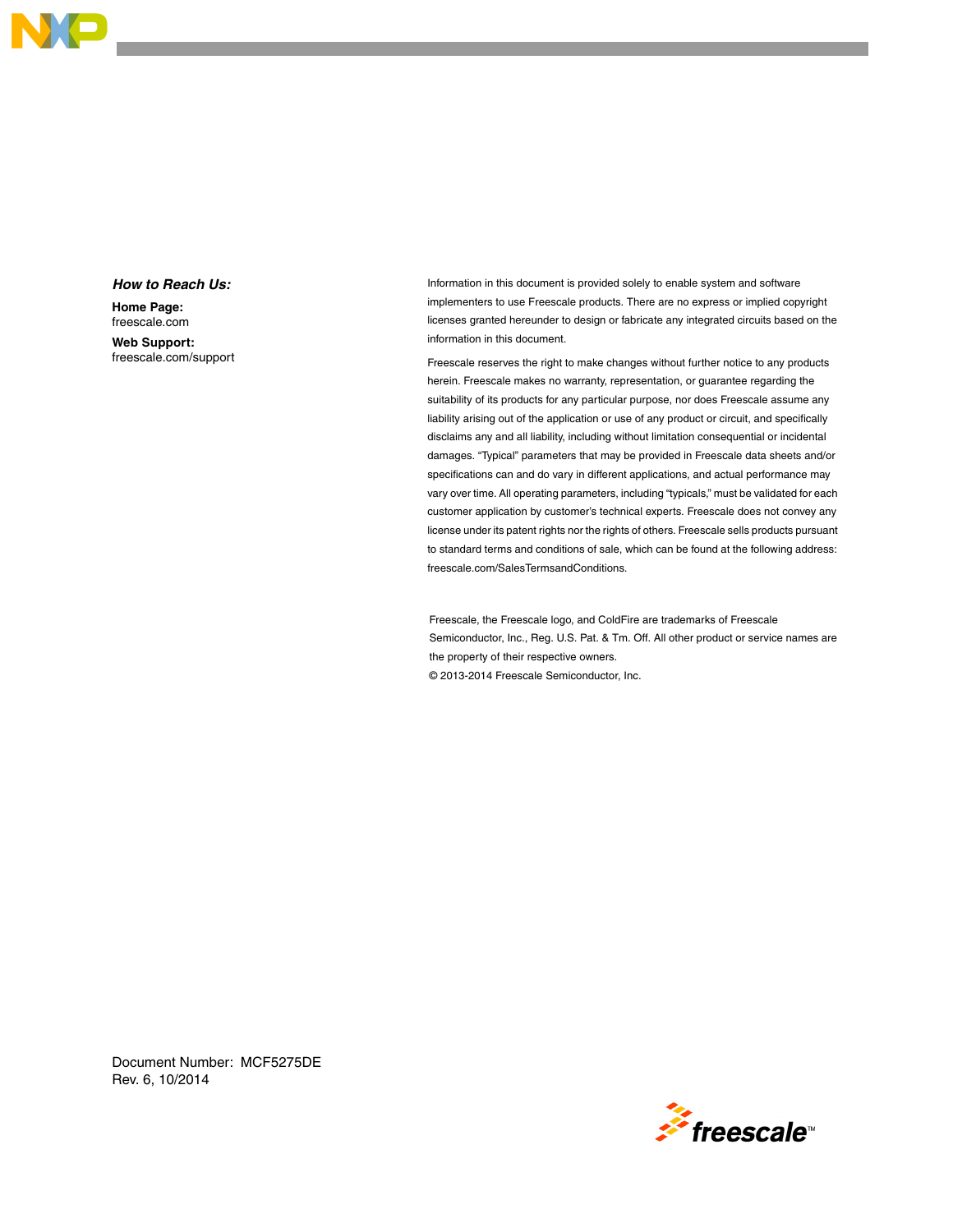***How to Reach Us:***

**Home Page:**
freescale.com

**Web Support:**
freescale.com/support

Information in this document is provided solely to enable system and software implementers to use Freescale products. There are no express or implied copyright licenses granted hereunder to design or fabricate any integrated circuits based on the information in this document.

Freescale reserves the right to make changes without further notice to any products herein. Freescale makes no warranty, representation, or guarantee regarding the suitability of its products for any particular purpose, nor does Freescale assume any liability arising out of the application or use of any product or circuit, and specifically disclaims any and all liability, including without limitation consequential or incidental damages. "Typical" parameters that may be provided in Freescale data sheets and/or specifications can and do vary in different applications, and actual performance may vary over time. All operating parameters, including "typicals," must be validated for each customer application by customer's technical experts. Freescale does not convey any license under its patent rights nor the rights of others. Freescale sells products pursuant to standard terms and conditions of sale, which can be found at the following address: freescale.com/SalesTermsandConditions.

Freescale, the Freescale logo, and ColdFire are trademarks of Freescale Semiconductor, Inc., Reg. U.S. Pat. & Tm. Off. All other product or service names are the property of their respective owners.
© 2013-2014 Freescale Semiconductor, Inc.

Document Number: MCF5275DE
Rev. 6, 10/2014